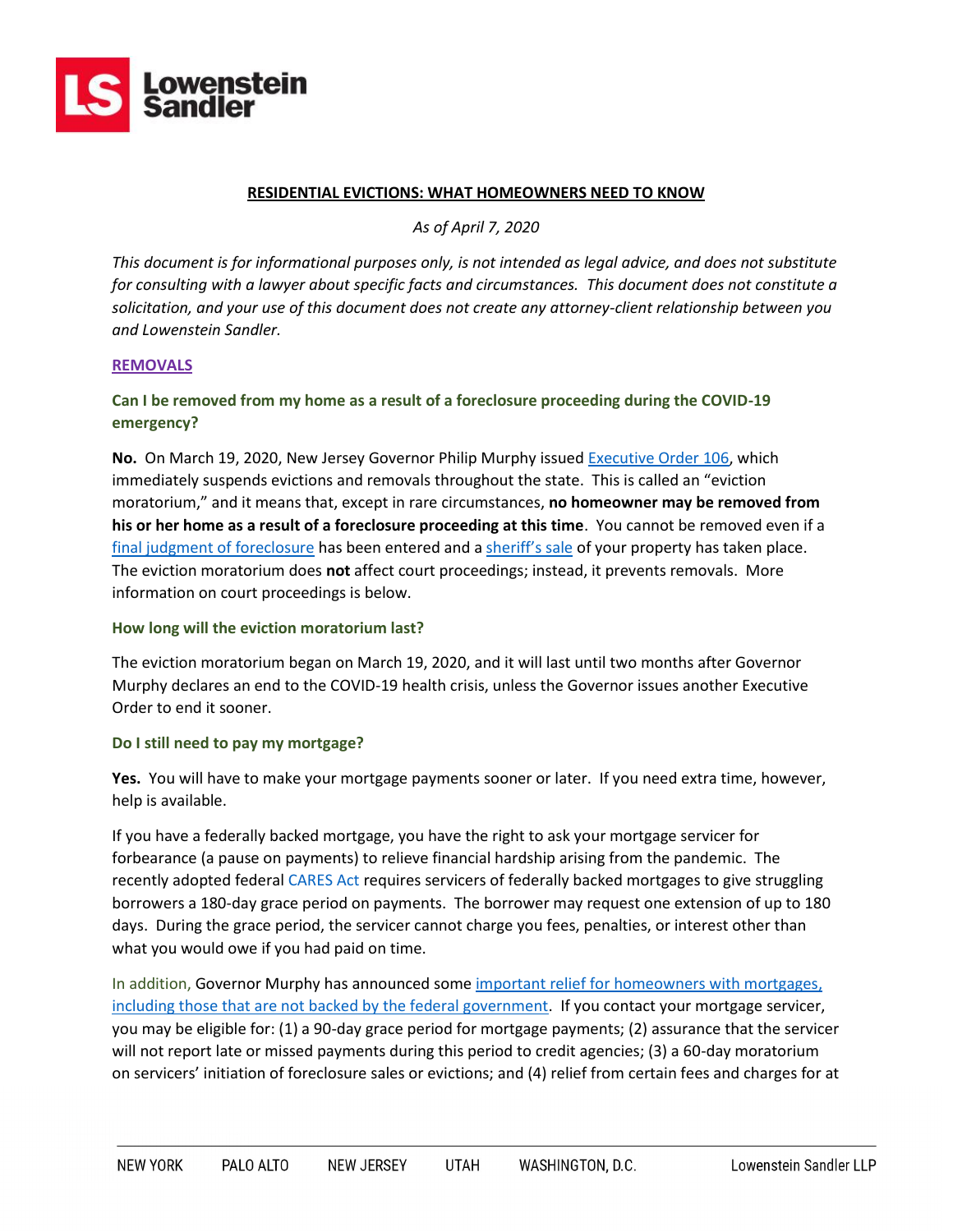# RESIDENTIAL EVICTIONS: WHAT HOMEOWNERS NEED TO KNOW

*As of April 7, 2020*

*This document is for informational purposes only, is not intended as legal advice, and does not substitute for consulting with a lawyer about specific facts and circumstances. This document does not constitute a solicitation, and your use of this document does not create any attorney-client relationship between you and Lowenstein Sandler.*

## REMOVALS

### Can I be removed from my home as a result of a foreclosure proceeding during the COVID-19 emergency?

**No.** On March 19, 2020, New Jersey Governor Philip Murphy issued Executive Order 106, which immediately suspends evictions and removals throughout the state. This is called an "eviction moratorium," and it means that, except in rare circumstances, **no homeowner may be removed from his or her home as a result of a foreclosure proceeding at this time**. You cannot be removed even if a final judgment of foreclosure has been entered and a sheriff's sale of your property has taken place. The eviction moratorium does **not** affect court proceedings; instead, it prevents removals. More information on court proceedings is below.

### How long will the eviction moratorium last?

The eviction moratorium began on March 19, 2020, and it will last until two months after Governor Murphy declares an end to the COVID-19 health crisis, unless the Governor issues another Executive Order to end it sooner.

### Do I still need to pay my mortgage?

**Yes.** You will have to make your mortgage payments sooner or later. If you need extra time, however, help is available.

If you have a federally backed mortgage, you have the right to ask your mortgage servicer for forbearance (a pause on payments) to relieve financial hardship arising from the pandemic. The recently adopted federal CARES Act requires servicers of federally backed mortgages to give struggling borrowers a 180-day grace period on payments. The borrower may request one extension of up to 180 days. During the grace period, the servicer cannot charge you fees, penalties, or interest other than what you would owe if you had paid on time.

In addition, Governor Murphy has announced some important relief for homeowners with mortgages, including those that are not backed by the federal government. If you contact your mortgage servicer, you may be eligible for: (1) a 90-day grace period for mortgage payments; (2) assurance that the servicer will not report late or missed payments during this period to credit agencies; (3) a 60-day moratorium on servicers' initiation of foreclosure sales or evictions; and (4) relief from certain fees and charges for at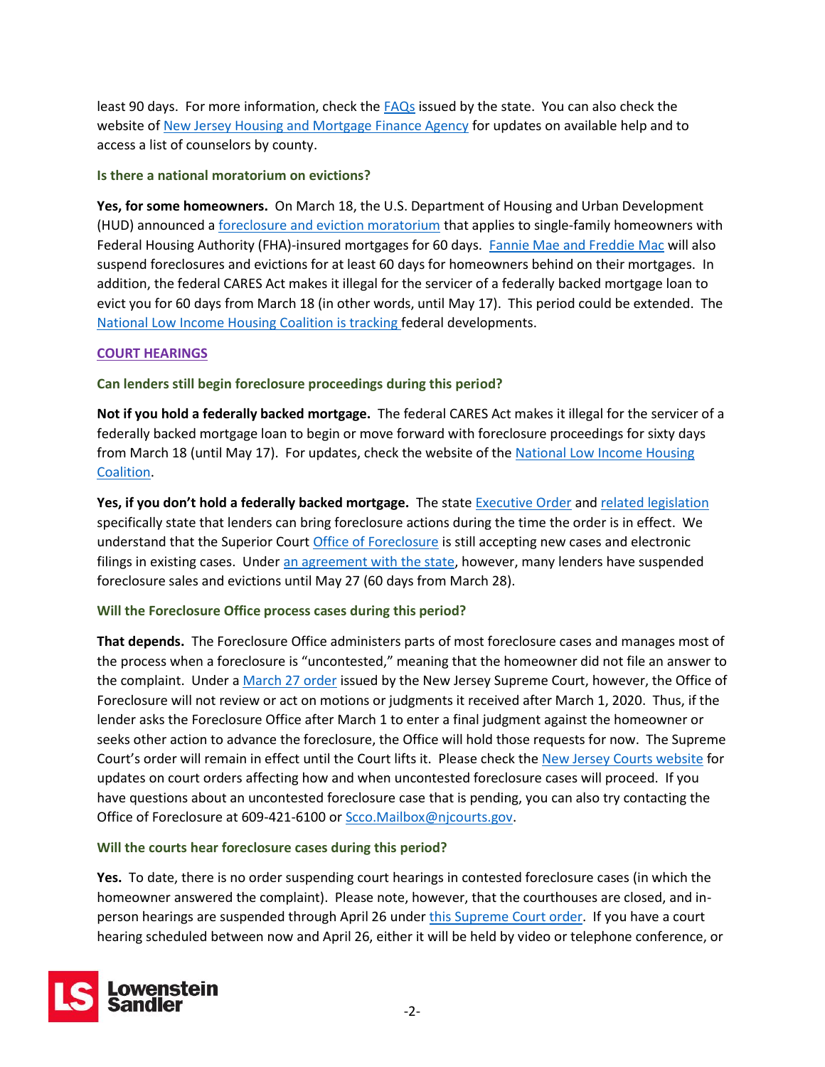least 90 days. For more information, check the FAQs issued by the state. You can also check the website of New Jersey Housing and Mortgage Finance Agency for updates on available help and to access a list of counselors by county.

### Is there a national moratorium on evictions?

**Yes, for some homeowners.** On March 18, the U.S. Department of Housing and Urban Development (HUD) announced a foreclosure and eviction moratorium that applies to single-family homeowners with Federal Housing Authority (FHA)-insured mortgages for 60 days. Fannie Mae and Freddie Mac will also suspend foreclosures and evictions for at least 60 days for homeowners behind on their mortgages. In addition, the federal CARES Act makes it illegal for the servicer of a federally backed mortgage loan to evict you for 60 days from March 18 (in other words, until May 17). This period could be extended. The National Low Income Housing Coalition is tracking federal developments.

## COURT HEARINGS

### Can lenders still begin foreclosure proceedings during this period?

**Not if you hold a federally backed mortgage.** The federal CARES Act makes it illegal for the servicer of a federally backed mortgage loan to begin or move forward with foreclosure proceedings for sixty days from March 18 (until May 17). For updates, check the website of the National Low Income Housing Coalition.

**Yes, if you don't hold a federally backed mortgage.** The state Executive Order and related legislation specifically state that lenders can bring foreclosure actions during the time the order is in effect. We understand that the Superior Court Office of Foreclosure is still accepting new cases and electronic filings in existing cases. Under an agreement with the state, however, many lenders have suspended foreclosure sales and evictions until May 27 (60 days from March 28).

### Will the Foreclosure Office process cases during this period?

**That depends.** The Foreclosure Office administers parts of most foreclosure cases and manages most of the process when a foreclosure is "uncontested," meaning that the homeowner did not file an answer to the complaint. Under a March 27 order issued by the New Jersey Supreme Court, however, the Office of Foreclosure will not review or act on motions or judgments it received after March 1, 2020. Thus, if the lender asks the Foreclosure Office after March 1 to enter a final judgment against the homeowner or seeks other action to advance the foreclosure, the Office will hold those requests for now. The Supreme Court's order will remain in effect until the Court lifts it. Please check the New Jersey Courts website for updates on court orders affecting how and when uncontested foreclosure cases will proceed. If you have questions about an uncontested foreclosure case that is pending, you can also try contacting the Office of Foreclosure at 609-421-6100 or Scco.Mailbox@njcourts.gov.

### Will the courts hear foreclosure cases during this period?

**Yes.** To date, there is no order suspending court hearings in contested foreclosure cases (in which the homeowner answered the complaint). Please note, however, that the courthouses are closed, and in-person hearings are suspended through April 26 under this Supreme Court order. If you have a court hearing scheduled between now and April 26, either it will be held by video or telephone conference, or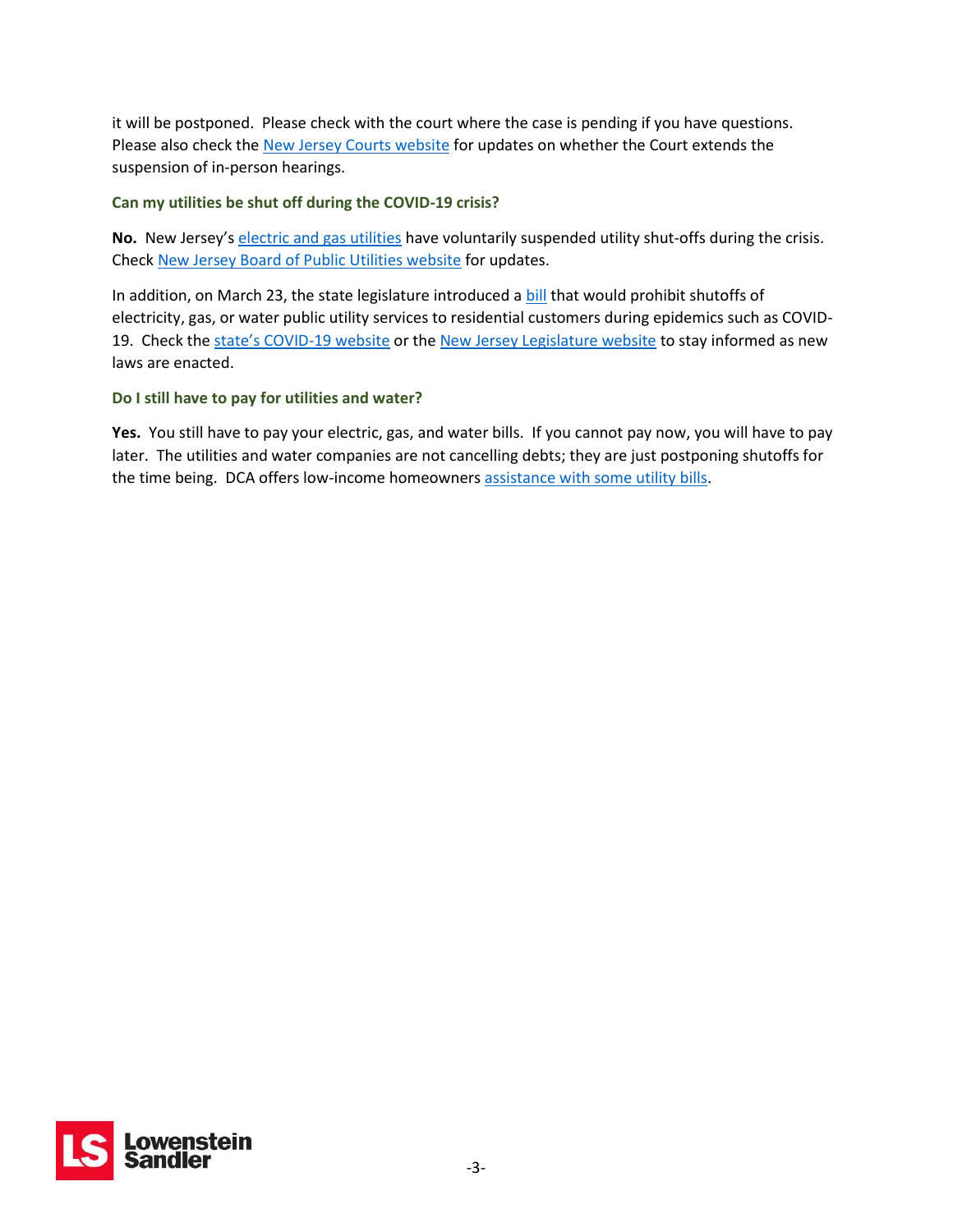it will be postponed. Please check with the court where the case is pending if you have questions. Please also check the New Jersey Courts website for updates on whether the Court extends the suspension of in-person hearings.

### Can my utilities be shut off during the COVID-19 crisis?

**No.** New Jersey's electric and gas utilities have voluntarily suspended utility shut-offs during the crisis. Check New Jersey Board of Public Utilities website for updates.

In addition, on March 23, the state legislature introduced a bill that would prohibit shutoffs of electricity, gas, or water public utility services to residential customers during epidemics such as COVID-19. Check the state's COVID-19 website or the New Jersey Legislature website to stay informed as new laws are enacted.

### Do I still have to pay for utilities and water?

**Yes.** You still have to pay your electric, gas, and water bills. If you cannot pay now, you will have to pay later. The utilities and water companies are not cancelling debts; they are just postponing shutoffs for the time being. DCA offers low-income homeowners assistance with some utility bills.